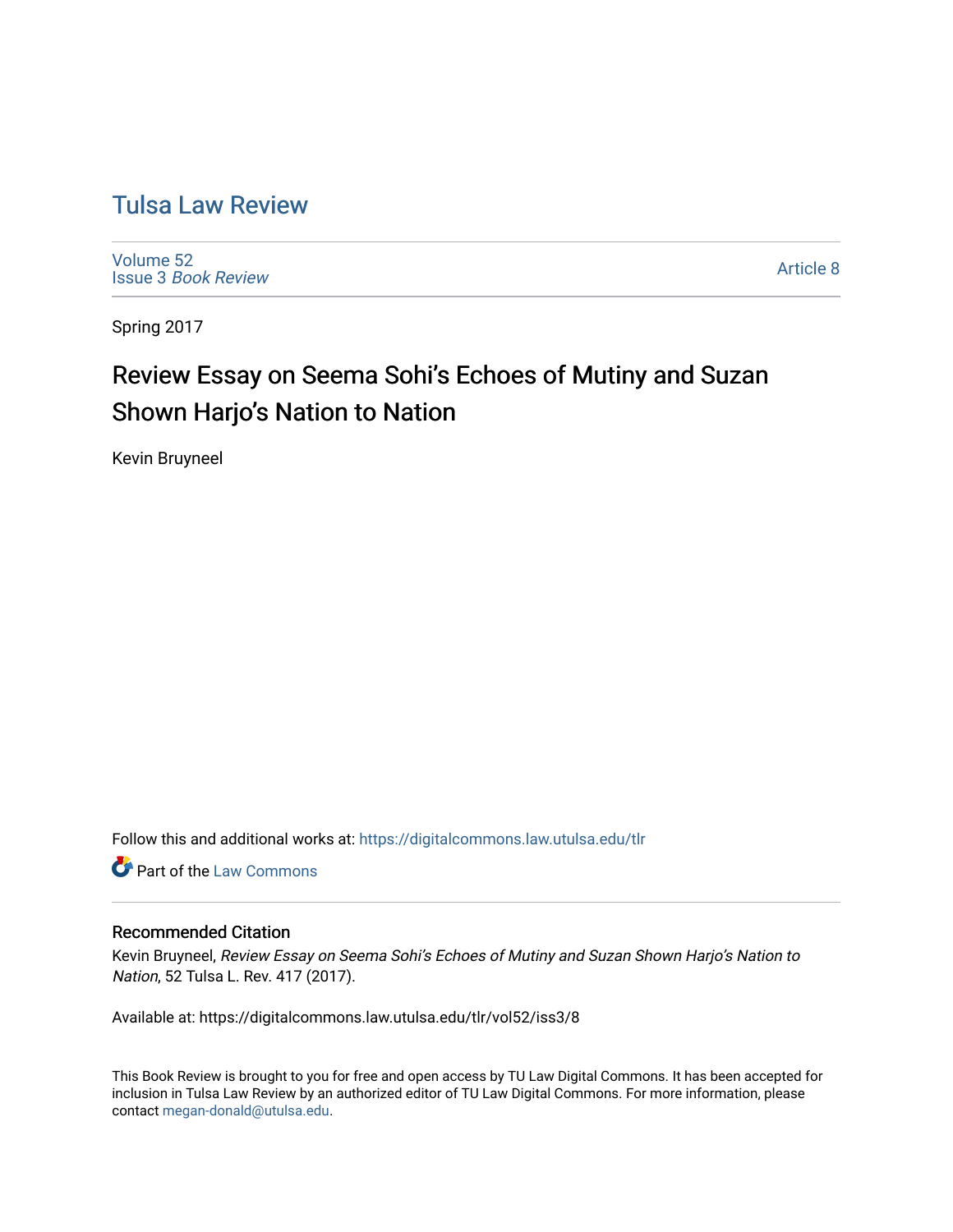# Tulsa Law Review

Volume 52
Issue 3 *Book Review*

Article 8

Spring 2017

## Review Essay on Seema Sohi's Echoes of Mutiny and Suzan Shown Harjo's Nation to Nation

Kevin Bruyneel

Follow this and additional works at: https://digitalcommons.law.utulsa.edu/tlr

Part of the Law Commons

### Recommended Citation

Kevin Bruyneel, *Review Essay on Seema Sohi's Echoes of Mutiny and Suzan Shown Harjo's Nation to Nation*, 52 Tulsa L. Rev. 417 (2017).

Available at: https://digitalcommons.law.utulsa.edu/tlr/vol52/iss3/8

This Book Review is brought to you for free and open access by TU Law Digital Commons. It has been accepted for inclusion in Tulsa Law Review by an authorized editor of TU Law Digital Commons. For more information, please contact megan-donald@utulsa.edu.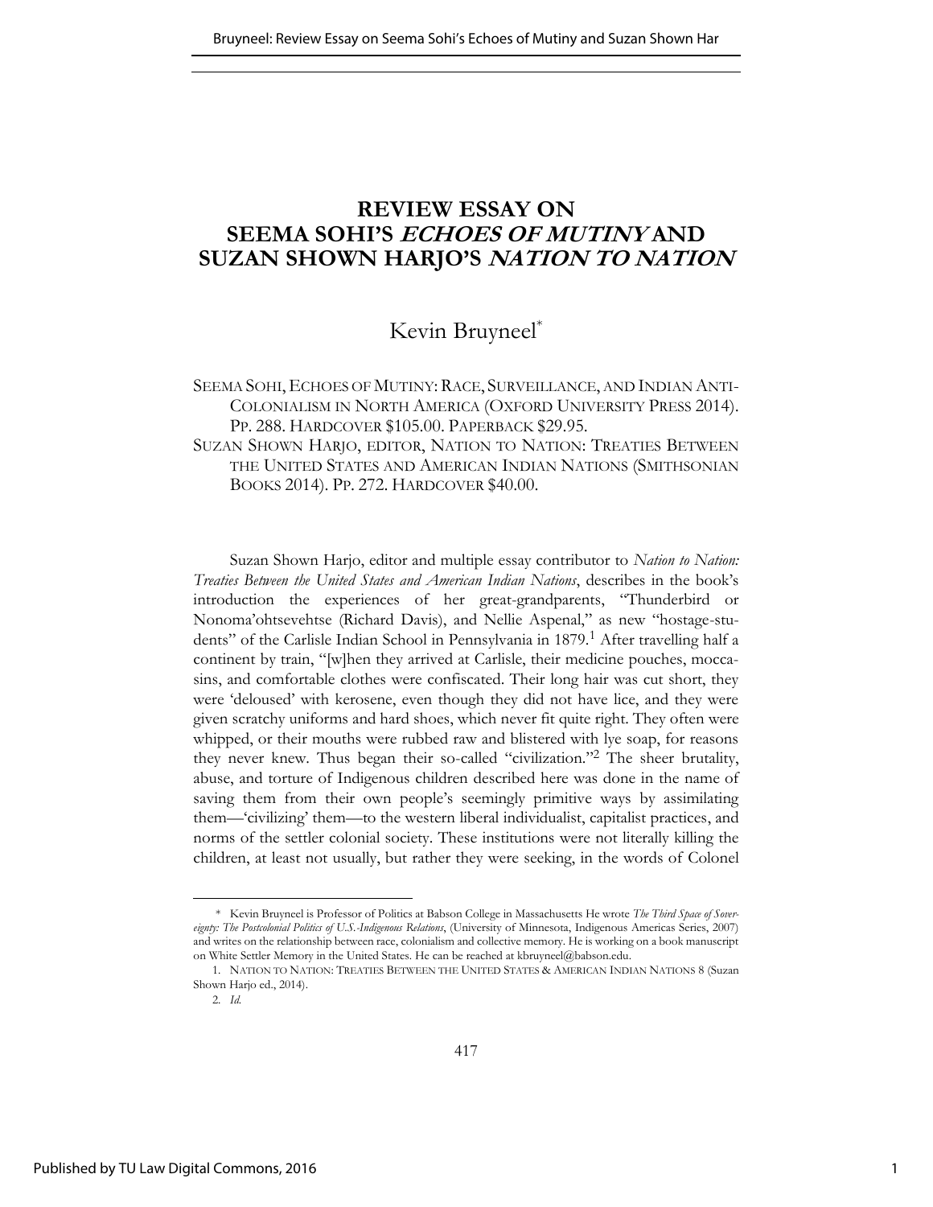# REVIEW ESSAY ON SEEMA SOHI'S *ECHOES OF MUTINY* AND SUZAN SHOWN HARJO'S *NATION TO NATION*

Kevin Bruyneel*

SEEMA SOHI, ECHOES OF MUTINY: RACE, SURVEILLANCE, AND INDIAN ANTI-COLONIALISM IN NORTH AMERICA (OXFORD UNIVERSITY PRESS 2014). PP. 288. HARDCOVER $105.00. PAPERBACK $29.95.

SUZAN SHOWN HARJO, EDITOR, NATION TO NATION: TREATIES BETWEEN THE UNITED STATES AND AMERICAN INDIAN NATIONS (SMITHSONIAN BOOKS 2014). PP. 272. HARDCOVER $40.00.

Suzan Shown Harjo, editor and multiple essay contributor to *Nation to Nation: Treaties Between the United States and American Indian Nations*, describes in the book's introduction the experiences of her great-grandparents, "Thunderbird or Nonoma'ohtsevehtse (Richard Davis), and Nellie Aspenal," as new "hostage-students" of the Carlisle Indian School in Pennsylvania in 1879.[1] After travelling half a continent by train, "[w]hen they arrived at Carlisle, their medicine pouches, moccasins, and comfortable clothes were confiscated. Their long hair was cut short, they were 'deloused' with kerosene, even though they did not have lice, and they were given scratchy uniforms and hard shoes, which never fit quite right. They often were whipped, or their mouths were rubbed raw and blistered with lye soap, for reasons they never knew. Thus began their so-called "civilization."[2] The sheer brutality, abuse, and torture of Indigenous children described here was done in the name of saving them from their own people's seemingly primitive ways by assimilating them—'civilizing' them—to the western liberal individualist, capitalist practices, and norms of the settler colonial society. These institutions were not literally killing the children, at least not usually, but rather they were seeking, in the words of Colonel

---

\* Kevin Bruyneel is Professor of Politics at Babson College in Massachusetts He wrote *The Third Space of Sovereignty: The Postcolonial Politics of U.S.-Indigenous Relations*, (University of Minnesota, Indigenous Americas Series, 2007) and writes on the relationship between race, colonialism and collective memory. He is working on a book manuscript on White Settler Memory in the United States. He can be reached at kbruyneel@babson.edu.

1. NATION TO NATION: TREATIES BETWEEN THE UNITED STATES & AMERICAN INDIAN NATIONS 8 (Suzan Shown Harjo ed., 2014).

2. *Id.*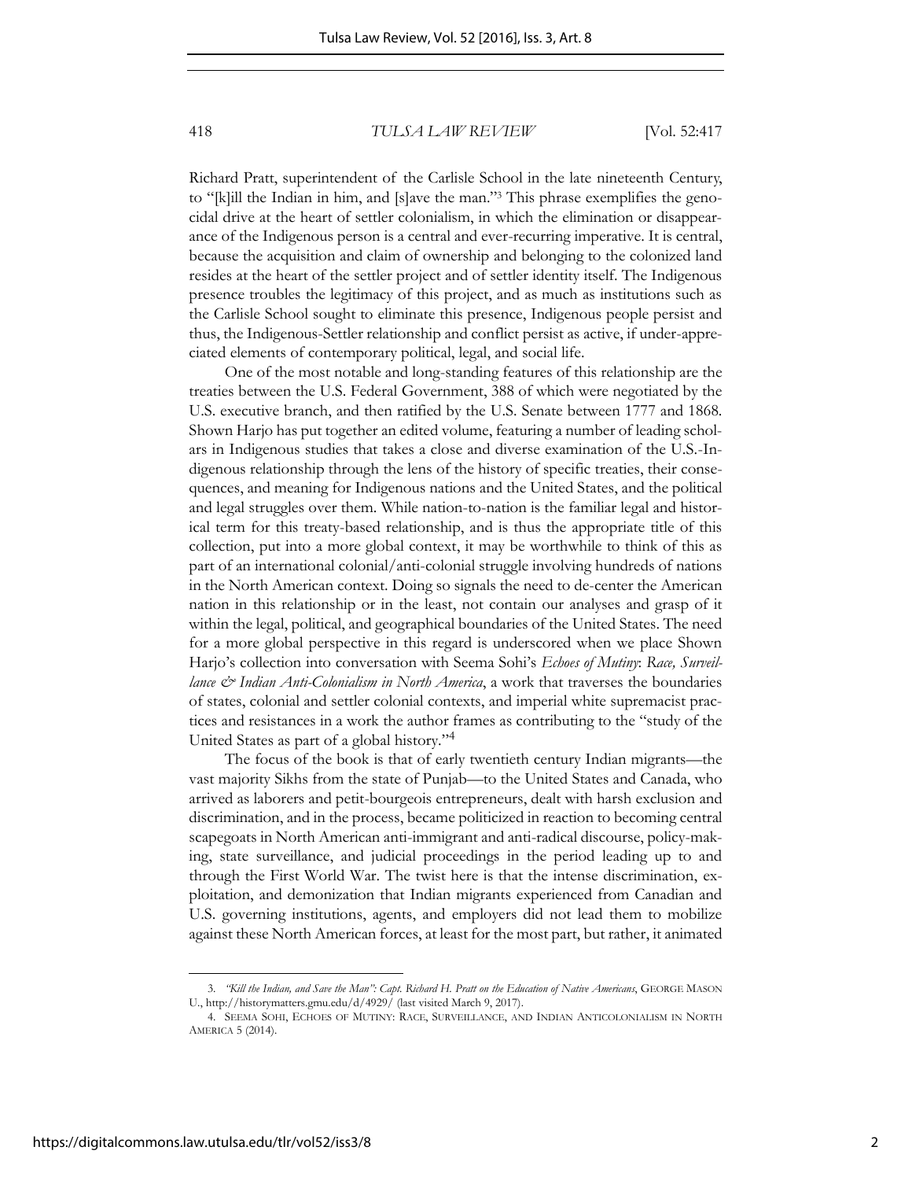Richard Pratt, superintendent of the Carlisle School in the late nineteenth Century, to "[k]ill the Indian in him, and [s]ave the man."[3] This phrase exemplifies the genocidal drive at the heart of settler colonialism, in which the elimination or disappearance of the Indigenous person is a central and ever-recurring imperative. It is central, because the acquisition and claim of ownership and belonging to the colonized land resides at the heart of the settler project and of settler identity itself. The Indigenous presence troubles the legitimacy of this project, and as much as institutions such as the Carlisle School sought to eliminate this presence, Indigenous people persist and thus, the Indigenous-Settler relationship and conflict persist as active, if under-appreciated elements of contemporary political, legal, and social life.

One of the most notable and long-standing features of this relationship are the treaties between the U.S. Federal Government, 388 of which were negotiated by the U.S. executive branch, and then ratified by the U.S. Senate between 1777 and 1868. Shown Harjo has put together an edited volume, featuring a number of leading scholars in Indigenous studies that takes a close and diverse examination of the U.S.-Indigenous relationship through the lens of the history of specific treaties, their consequences, and meaning for Indigenous nations and the United States, and the political and legal struggles over them. While nation-to-nation is the familiar legal and historical term for this treaty-based relationship, and is thus the appropriate title of this collection, put into a more global context, it may be worthwhile to think of this as part of an international colonial/anti-colonial struggle involving hundreds of nations in the North American context. Doing so signals the need to de-center the American nation in this relationship or in the least, not contain our analyses and grasp of it within the legal, political, and geographical boundaries of the United States. The need for a more global perspective in this regard is underscored when we place Shown Harjo's collection into conversation with Seema Sohi's *Echoes of Mutiny*: *Race, Surveillance & Indian Anti-Colonialism in North America*, a work that traverses the boundaries of states, colonial and settler colonial contexts, and imperial white supremacist practices and resistances in a work the author frames as contributing to the "study of the United States as part of a global history."[4]

The focus of the book is that of early twentieth century Indian migrants—the vast majority Sikhs from the state of Punjab—to the United States and Canada, who arrived as laborers and petit-bourgeois entrepreneurs, dealt with harsh exclusion and discrimination, and in the process, became politicized in reaction to becoming central scapegoats in North American anti-immigrant and anti-radical discourse, policy-making, state surveillance, and judicial proceedings in the period leading up to and through the First World War. The twist here is that the intense discrimination, exploitation, and demonization that Indian migrants experienced from Canadian and U.S. governing institutions, agents, and employers did not lead them to mobilize against these North American forces, at least for the most part, but rather, it animated

3. *"Kill the Indian, and Save the Man": Capt. Richard H. Pratt on the Education of Native Americans*, GEORGE MASON U., http://historymatters.gmu.edu/d/4929/ (last visited March 9, 2017).

4. SEEMA SOHI, ECHOES OF MUTINY: RACE, SURVEILLANCE, AND INDIAN ANTICOLONIALISM IN NORTH AMERICA 5 (2014).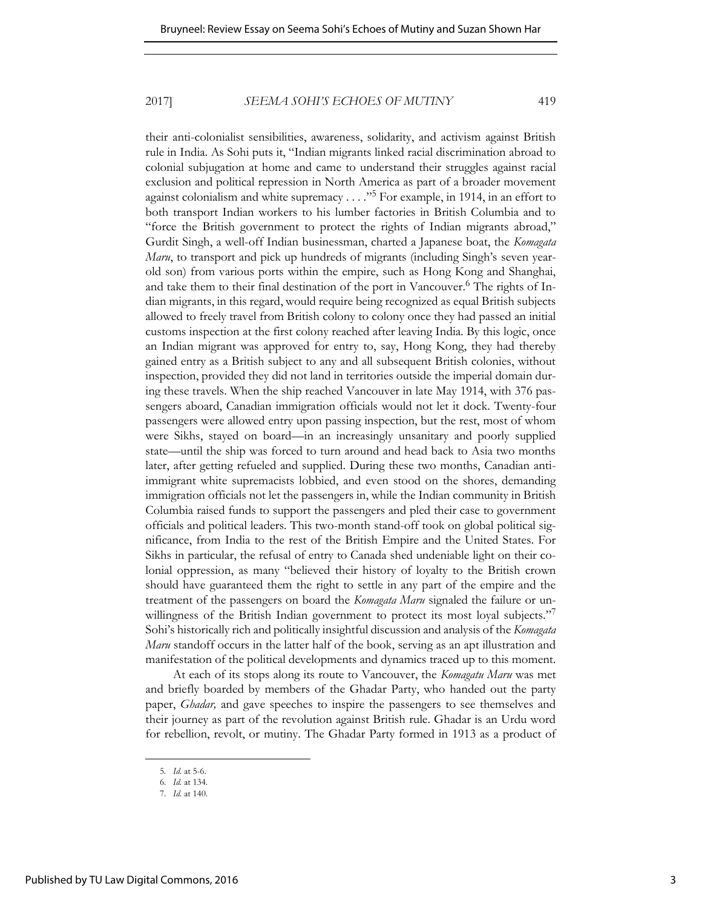their anti-colonialist sensibilities, awareness, solidarity, and activism against British rule in India. As Sohi puts it, "Indian migrants linked racial discrimination abroad to colonial subjugation at home and came to understand their struggles against racial exclusion and political repression in North America as part of a broader movement against colonialism and white supremacy . . . ."[5] For example, in 1914, in an effort to both transport Indian workers to his lumber factories in British Columbia and to "force the British government to protect the rights of Indian migrants abroad," Gurdit Singh, a well-off Indian businessman, charted a Japanese boat, the *Komagata Maru*, to transport and pick up hundreds of migrants (including Singh's seven year-old son) from various ports within the empire, such as Hong Kong and Shanghai, and take them to their final destination of the port in Vancouver.[6] The rights of Indian migrants, in this regard, would require being recognized as equal British subjects allowed to freely travel from British colony to colony once they had passed an initial customs inspection at the first colony reached after leaving India. By this logic, once an Indian migrant was approved for entry to, say, Hong Kong, they had thereby gained entry as a British subject to any and all subsequent British colonies, without inspection, provided they did not land in territories outside the imperial domain during these travels. When the ship reached Vancouver in late May 1914, with 376 passengers aboard, Canadian immigration officials would not let it dock. Twenty-four passengers were allowed entry upon passing inspection, but the rest, most of whom were Sikhs, stayed on board—in an increasingly unsanitary and poorly supplied state—until the ship was forced to turn around and head back to Asia two months later, after getting refueled and supplied. During these two months, Canadian anti-immigrant white supremacists lobbied, and even stood on the shores, demanding immigration officials not let the passengers in, while the Indian community in British Columbia raised funds to support the passengers and pled their case to government officials and political leaders. This two-month stand-off took on global political significance, from India to the rest of the British Empire and the United States. For Sikhs in particular, the refusal of entry to Canada shed undeniable light on their colonial oppression, as many "believed their history of loyalty to the British crown should have guaranteed them the right to settle in any part of the empire and the treatment of the passengers on board the *Komagata Maru* signaled the failure or unwillingness of the British Indian government to protect its most loyal subjects."[7] Sohi's historically rich and politically insightful discussion and analysis of the *Komagata Maru* standoff occurs in the latter half of the book, serving as an apt illustration and manifestation of the political developments and dynamics traced up to this moment.

At each of its stops along its route to Vancouver, the *Komagatu Maru* was met and briefly boarded by members of the Ghadar Party, who handed out the party paper, *Ghadar,* and gave speeches to inspire the passengers to see themselves and their journey as part of the revolution against British rule. Ghadar is an Urdu word for rebellion, revolt, or mutiny. The Ghadar Party formed in 1913 as a product of

---

5. *Id.* at 5-6.
6. *Id.* at 134.
7. *Id.* at 140.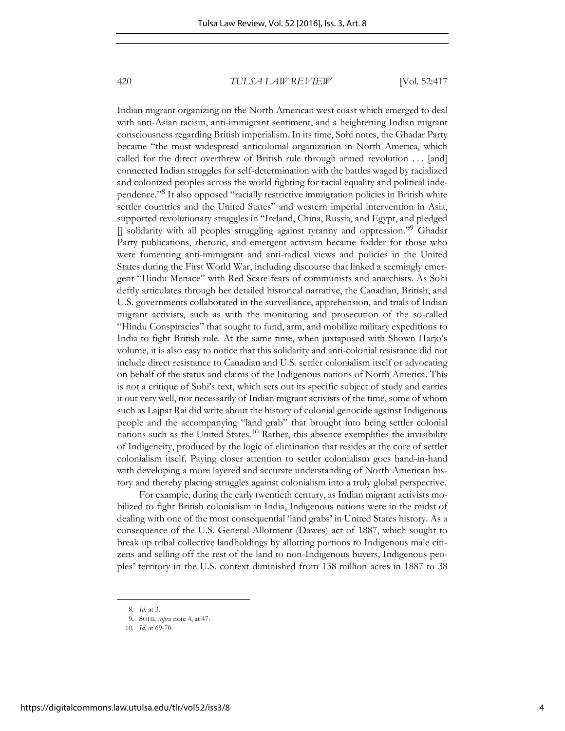Indian migrant organizing on the North American west coast which emerged to deal with anti-Asian racism, anti-immigrant sentiment, and a heightening Indian migrant consciousness regarding British imperialism. In its time, Sohi notes, the Ghadar Party became "the most widespread anticolonial organization in North America, which called for the direct overthrew of British rule through armed revolution . . . [and] connected Indian struggles for self-determination with the battles waged by racialized and colonized peoples across the world fighting for racial equality and political independence."[8] It also opposed "racially restrictive immigration policies in British white settler countries and the United States" and western imperial intervention in Asia, supported revolutionary struggles in "Ireland, China, Russia, and Egypt, and pledged [] solidarity with all peoples struggling against tyranny and oppression."[9] Ghadar Party publications, rhetoric, and emergent activism became fodder for those who were fomenting anti-immigrant and anti-radical views and policies in the United States during the First World War, including discourse that linked a seemingly emergent "Hindu Menace" with Red Scare fears of communists and anarchists. As Sohi deftly articulates through her detailed historical narrative, the Canadian, British, and U.S. governments collaborated in the surveillance, apprehension, and trials of Indian migrant activists, such as with the monitoring and prosecution of the so-called "Hindu Conspiracies" that sought to fund, arm, and mobilize military expeditions to India to fight British rule. At the same time, when juxtaposed with Shown Harjo's volume, it is also easy to notice that this solidarity and anti-colonial resistance did not include direct resistance to Canadian and U.S. settler colonialism itself or advocating on behalf of the status and claims of the Indigenous nations of North America. This is not a critique of Sohi's text, which sets out its specific subject of study and carries it out very well, nor necessarily of Indian migrant activists of the time, some of whom such as Lajpat Rai did write about the history of colonial genocide against Indigenous people and the accompanying "land grab" that brought into being settler colonial nations such as the United States.[10] Rather, this absence exemplifies the invisibility of Indigeneity, produced by the logic of elimination that resides at the core of settler colonialism itself. Paying closer attention to settler colonialism goes hand-in-hand with developing a more layered and accurate understanding of North American history and thereby placing struggles against colonialism into a truly global perspective.

For example, during the early twentieth century, as Indian migrant activists mobilized to fight British colonialism in India, Indigenous nations were in the midst of dealing with one of the most consequential 'land grabs' in United States history. As a consequence of the U.S. General Allotment (Dawes) act of 1887, which sought to break up tribal collective landholdings by allotting portions to Indigenous male citizens and selling off the rest of the land to non-Indigenous buyers, Indigenous peoples' territory in the U.S. context diminished from 138 million acres in 1887 to 38

---

8. *Id.* at 3.

9. SOHI, *supra* note 4, at 47.

10. *Id.* at 69-70.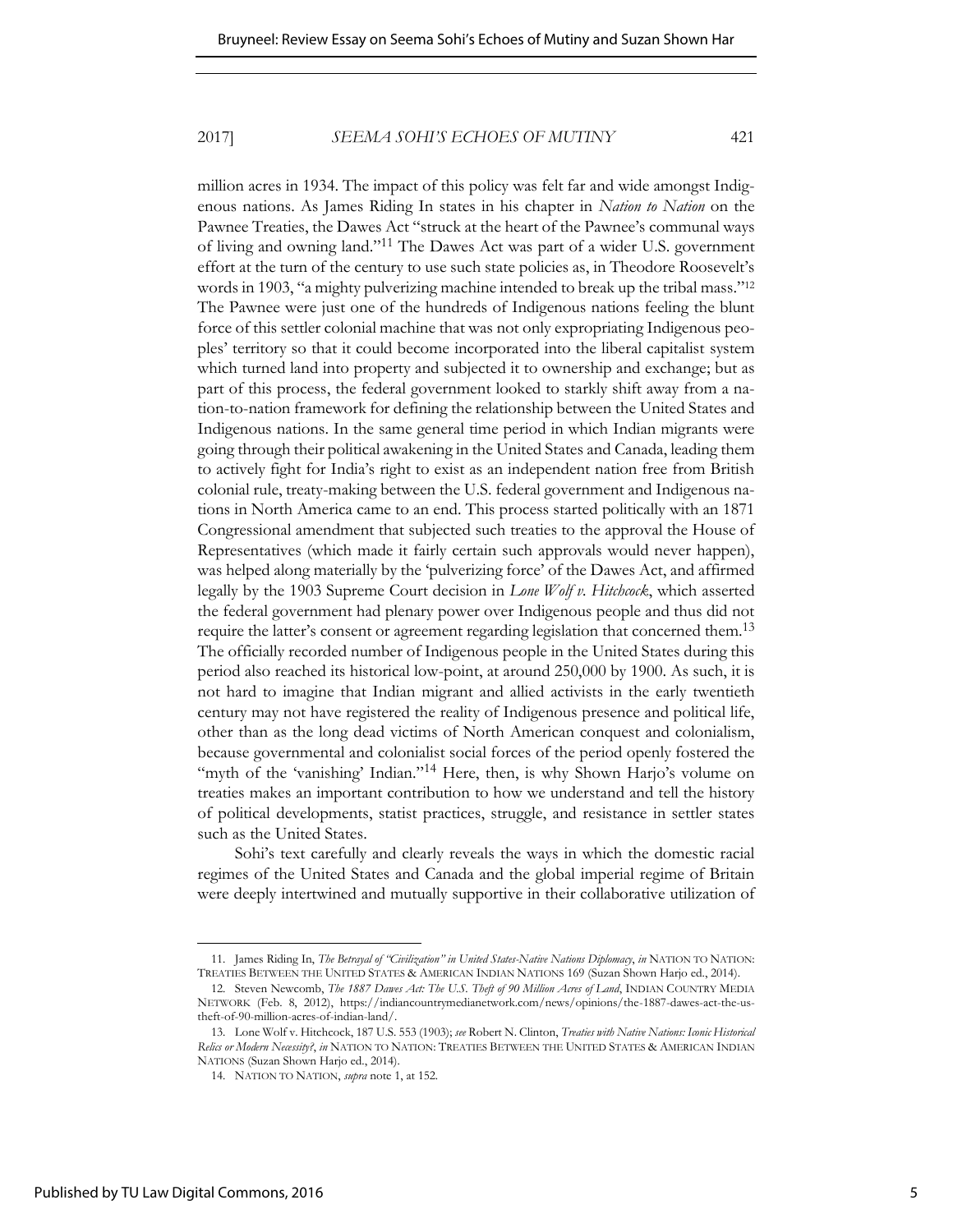million acres in 1934. The impact of this policy was felt far and wide amongst Indigenous nations. As James Riding In states in his chapter in *Nation to Nation* on the Pawnee Treaties, the Dawes Act "struck at the heart of the Pawnee's communal ways of living and owning land."[11] The Dawes Act was part of a wider U.S. government effort at the turn of the century to use such state policies as, in Theodore Roosevelt's words in 1903, "a mighty pulverizing machine intended to break up the tribal mass."[12] The Pawnee were just one of the hundreds of Indigenous nations feeling the blunt force of this settler colonial machine that was not only expropriating Indigenous peoples' territory so that it could become incorporated into the liberal capitalist system which turned land into property and subjected it to ownership and exchange; but as part of this process, the federal government looked to starkly shift away from a nation-to-nation framework for defining the relationship between the United States and Indigenous nations. In the same general time period in which Indian migrants were going through their political awakening in the United States and Canada, leading them to actively fight for India's right to exist as an independent nation free from British colonial rule, treaty-making between the U.S. federal government and Indigenous nations in North America came to an end. This process started politically with an 1871 Congressional amendment that subjected such treaties to the approval the House of Representatives (which made it fairly certain such approvals would never happen), was helped along materially by the 'pulverizing force' of the Dawes Act, and affirmed legally by the 1903 Supreme Court decision in *Lone Wolf v. Hitchcock*, which asserted the federal government had plenary power over Indigenous people and thus did not require the latter's consent or agreement regarding legislation that concerned them.[13] The officially recorded number of Indigenous people in the United States during this period also reached its historical low-point, at around 250,000 by 1900. As such, it is not hard to imagine that Indian migrant and allied activists in the early twentieth century may not have registered the reality of Indigenous presence and political life, other than as the long dead victims of North American conquest and colonialism, because governmental and colonialist social forces of the period openly fostered the "myth of the 'vanishing' Indian."[14] Here, then, is why Shown Harjo's volume on treaties makes an important contribution to how we understand and tell the history of political developments, statist practices, struggle, and resistance in settler states such as the United States.

Sohi's text carefully and clearly reveals the ways in which the domestic racial regimes of the United States and Canada and the global imperial regime of Britain were deeply intertwined and mutually supportive in their collaborative utilization of

---

11. James Riding In, *The Betrayal of "Civilization" in United States-Native Nations Diplomacy*, *in* NATION TO NATION: TREATIES BETWEEN THE UNITED STATES & AMERICAN INDIAN NATIONS 169 (Suzan Shown Harjo ed., 2014).

12. Steven Newcomb, *The 1887 Dawes Act: The U.S. Theft of 90 Million Acres of Land*, INDIAN COUNTRY MEDIA NETWORK (Feb. 8, 2012), https://indiancountrymedianetwork.com/news/opinions/the-1887-dawes-act-the-us-theft-of-90-million-acres-of-indian-land/.

13. Lone Wolf v. Hitchcock, 187 U.S. 553 (1903); *see* Robert N. Clinton, *Treaties with Native Nations: Iconic Historical Relics or Modern Necessity?*, *in* NATION TO NATION: TREATIES BETWEEN THE UNITED STATES & AMERICAN INDIAN NATIONS (Suzan Shown Harjo ed., 2014).

14. NATION TO NATION, *supra* note 1, at 152.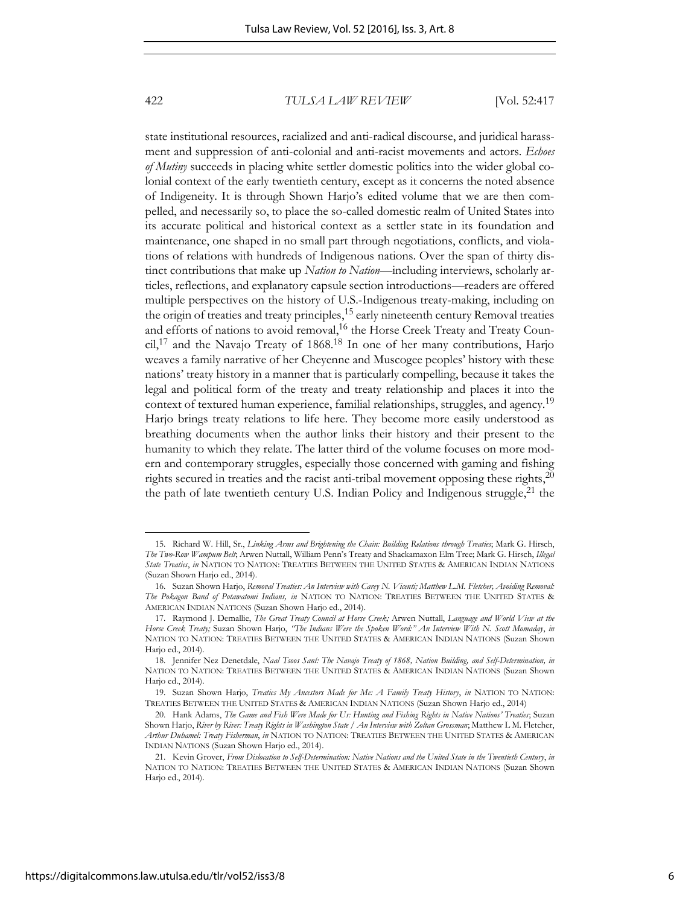state institutional resources, racialized and anti-radical discourse, and juridical harassment and suppression of anti-colonial and anti-racist movements and actors. *Echoes of Mutiny* succeeds in placing white settler domestic politics into the wider global colonial context of the early twentieth century, except as it concerns the noted absence of Indigeneity. It is through Shown Harjo's edited volume that we are then compelled, and necessarily so, to place the so-called domestic realm of United States into its accurate political and historical context as a settler state in its foundation and maintenance, one shaped in no small part through negotiations, conflicts, and violations of relations with hundreds of Indigenous nations. Over the span of thirty distinct contributions that make up *Nation to Nation*—including interviews, scholarly articles, reflections, and explanatory capsule section introductions—readers are offered multiple perspectives on the history of U.S.-Indigenous treaty-making, including on the origin of treaties and treaty principles,[15] early nineteenth century Removal treaties and efforts of nations to avoid removal,[16] the Horse Creek Treaty and Treaty Council,[17] and the Navajo Treaty of 1868.[18] In one of her many contributions, Harjo weaves a family narrative of her Cheyenne and Muscogee peoples' history with these nations' treaty history in a manner that is particularly compelling, because it takes the legal and political form of the treaty and treaty relationship and places it into the context of textured human experience, familial relationships, struggles, and agency.[19] Harjo brings treaty relations to life here. They become more easily understood as breathing documents when the author links their history and their present to the humanity to which they relate. The latter third of the volume focuses on more modern and contemporary struggles, especially those concerned with gaming and fishing rights secured in treaties and the racist anti-tribal movement opposing these rights,[20] the path of late twentieth century U.S. Indian Policy and Indigenous struggle,[21] the

---

15. Richard W. Hill, Sr., *Linking Arms and Brightening the Chain: Building Relations through Treaties*; Mark G. Hirsch, *The Two-Row Wampum Belt*; Arwen Nuttall, William Penn's Treaty and Shackamaxon Elm Tree; Mark G. Hirsch, *Illegal State Treaties*, *in* NATION TO NATION: TREATIES BETWEEN THE UNITED STATES & AMERICAN INDIAN NATIONS (Suzan Shown Harjo ed., 2014).

16. Suzan Shown Harjo, *Removal Treaties: An Interview with Carey N. Vicenti; Matthew L.M. Fletcher, Avoiding Removal: The Pokagon Band of Potawatomi Indians, in* NATION TO NATION: TREATIES BETWEEN THE UNITED STATES & AMERICAN INDIAN NATIONS (Suzan Shown Harjo ed., 2014).

17. Raymond J. Demallie, *The Great Treaty Council at Horse Creek;* Arwen Nuttall, *Language and World View at the Horse Creek Treaty;* Suzan Shown Harjo, *"The Indians Were the Spoken Word:" An Interview With N. Scott Momaday*, *in* NATION TO NATION: TREATIES BETWEEN THE UNITED STATES & AMERICAN INDIAN NATIONS (Suzan Shown Harjo ed., 2014).

18. Jennifer Nez Denetdale, *Naal Tsoos Saní: The Navajo Treaty of 1868, Nation Building, and Self-Determination, in* NATION TO NATION: TREATIES BETWEEN THE UNITED STATES & AMERICAN INDIAN NATIONS (Suzan Shown Harjo ed., 2014).

19. Suzan Shown Harjo, *Treaties My Ancestors Made for Me: A Family Treaty History*, *in* NATION TO NATION: TREATIES BETWEEN THE UNITED STATES & AMERICAN INDIAN NATIONS (Suzan Shown Harjo ed., 2014)

20. Hank Adams, *The Game and Fish Were Made for Us: Hunting and Fishing Rights in Native Nations' Treaties*; Suzan Shown Harjo, *River by River: Treaty Rights in Washington State / An Interview with Zoltan Grossman*; Matthew L M. Fletcher, *Arthur Duhamel: Treaty Fisherman*, *in* NATION TO NATION: TREATIES BETWEEN THE UNITED STATES & AMERICAN INDIAN NATIONS (Suzan Shown Harjo ed., 2014).

21. Kevin Grover, *From Dislocation to Self-Determination: Native Nations and the United State in the Twentieth Century*, *in* NATION TO NATION: TREATIES BETWEEN THE UNITED STATES & AMERICAN INDIAN NATIONS (Suzan Shown Harjo ed., 2014).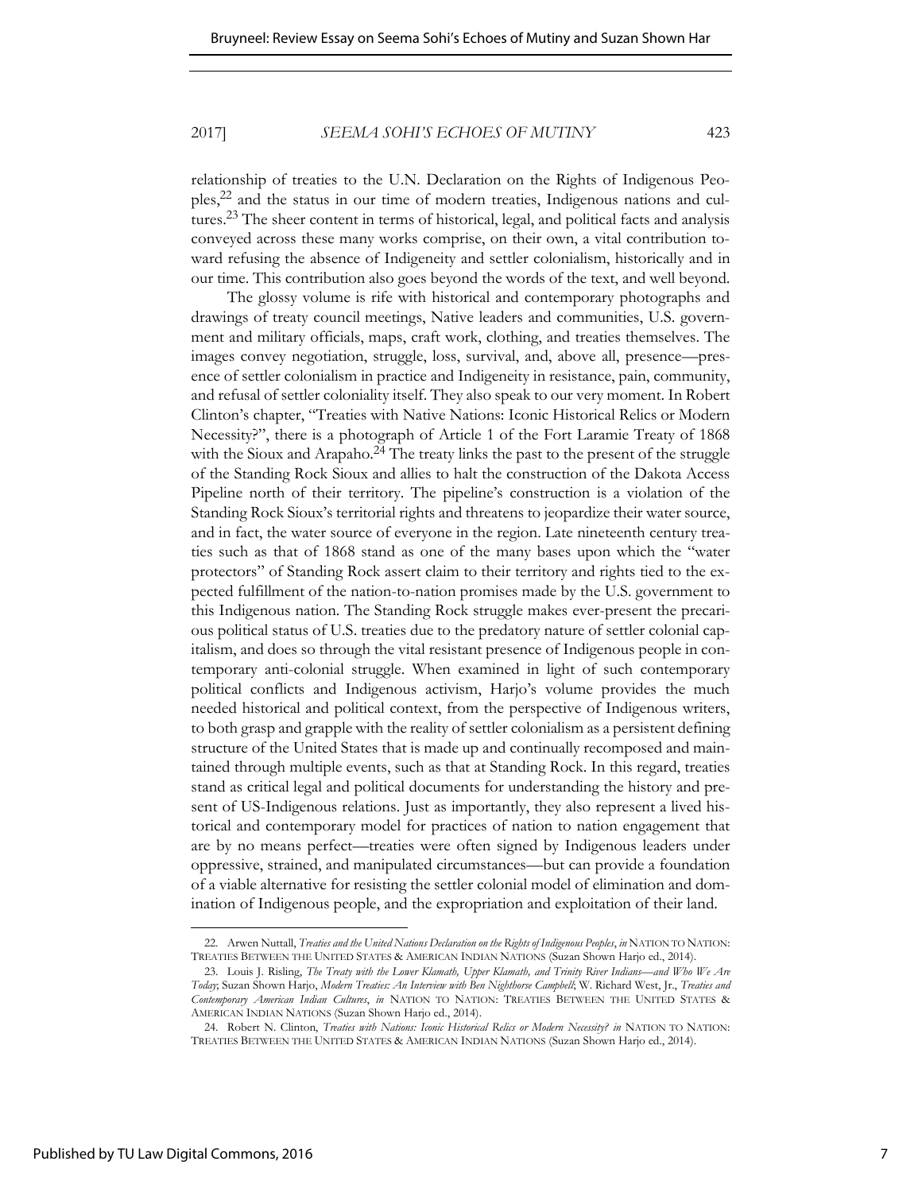relationship of treaties to the U.N. Declaration on the Rights of Indigenous Peoples,[22] and the status in our time of modern treaties, Indigenous nations and cultures.[23] The sheer content in terms of historical, legal, and political facts and analysis conveyed across these many works comprise, on their own, a vital contribution toward refusing the absence of Indigeneity and settler colonialism, historically and in our time. This contribution also goes beyond the words of the text, and well beyond.

The glossy volume is rife with historical and contemporary photographs and drawings of treaty council meetings, Native leaders and communities, U.S. government and military officials, maps, craft work, clothing, and treaties themselves. The images convey negotiation, struggle, loss, survival, and, above all, presence—presence of settler colonialism in practice and Indigeneity in resistance, pain, community, and refusal of settler coloniality itself. They also speak to our very moment. In Robert Clinton's chapter, "Treaties with Native Nations: Iconic Historical Relics or Modern Necessity?", there is a photograph of Article 1 of the Fort Laramie Treaty of 1868 with the Sioux and Arapaho.[24] The treaty links the past to the present of the struggle of the Standing Rock Sioux and allies to halt the construction of the Dakota Access Pipeline north of their territory. The pipeline's construction is a violation of the Standing Rock Sioux's territorial rights and threatens to jeopardize their water source, and in fact, the water source of everyone in the region. Late nineteenth century treaties such as that of 1868 stand as one of the many bases upon which the "water protectors" of Standing Rock assert claim to their territory and rights tied to the expected fulfillment of the nation-to-nation promises made by the U.S. government to this Indigenous nation. The Standing Rock struggle makes ever-present the precarious political status of U.S. treaties due to the predatory nature of settler colonial capitalism, and does so through the vital resistant presence of Indigenous people in contemporary anti-colonial struggle. When examined in light of such contemporary political conflicts and Indigenous activism, Harjo's volume provides the much needed historical and political context, from the perspective of Indigenous writers, to both grasp and grapple with the reality of settler colonialism as a persistent defining structure of the United States that is made up and continually recomposed and maintained through multiple events, such as that at Standing Rock. In this regard, treaties stand as critical legal and political documents for understanding the history and present of US-Indigenous relations. Just as importantly, they also represent a lived historical and contemporary model for practices of nation to nation engagement that are by no means perfect—treaties were often signed by Indigenous leaders under oppressive, strained, and manipulated circumstances—but can provide a foundation of a viable alternative for resisting the settler colonial model of elimination and domination of Indigenous people, and the expropriation and exploitation of their land.

---

22. Arwen Nuttall, *Treaties and the United Nations Declaration on the Rights of Indigenous Peoples*, *in* NATION TO NATION: TREATIES BETWEEN THE UNITED STATES & AMERICAN INDIAN NATIONS (Suzan Shown Harjo ed., 2014).

23. Louis J. Risling, *The Treaty with the Lower Klamath, Upper Klamath, and Trinity River Indians—and Who We Are Today*; Suzan Shown Harjo, *Modern Treaties: An Interview with Ben Nighthorse Campbell*; W. Richard West, Jr., *Treaties and Contemporary American Indian Cultures*, *in* NATION TO NATION: TREATIES BETWEEN THE UNITED STATES & AMERICAN INDIAN NATIONS (Suzan Shown Harjo ed., 2014).

24. Robert N. Clinton, *Treaties with Nations: Iconic Historical Relics or Modern Necessity? in* NATION TO NATION: TREATIES BETWEEN THE UNITED STATES & AMERICAN INDIAN NATIONS (Suzan Shown Harjo ed., 2014).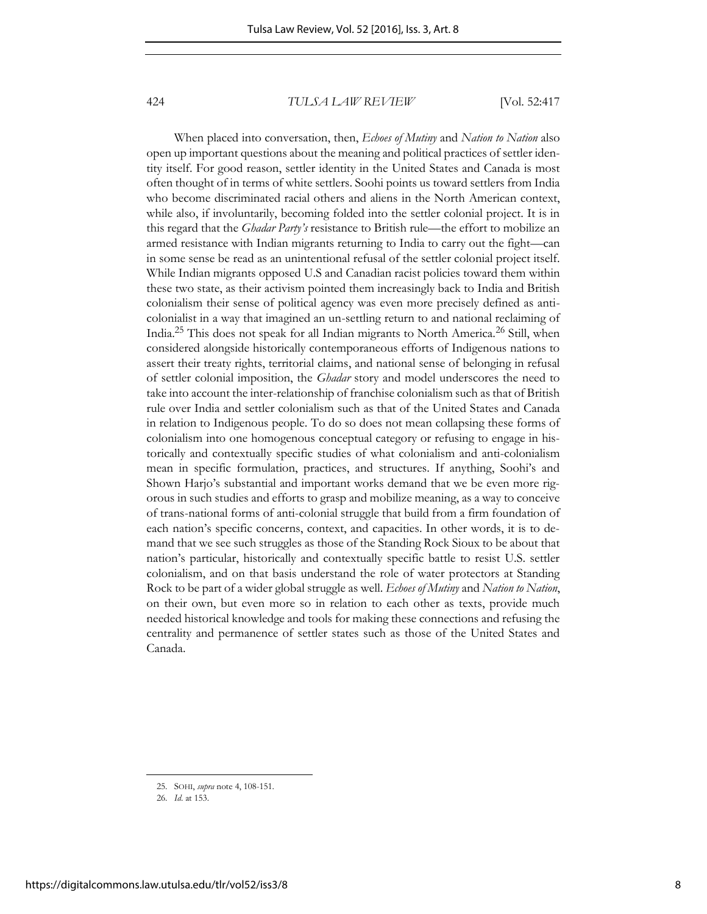When placed into conversation, then, *Echoes of Mutiny* and *Nation to Nation* also open up important questions about the meaning and political practices of settler identity itself. For good reason, settler identity in the United States and Canada is most often thought of in terms of white settlers. Soohi points us toward settlers from India who become discriminated racial others and aliens in the North American context, while also, if involuntarily, becoming folded into the settler colonial project. It is in this regard that the *Ghadar Party's* resistance to British rule—the effort to mobilize an armed resistance with Indian migrants returning to India to carry out the fight—can in some sense be read as an unintentional refusal of the settler colonial project itself. While Indian migrants opposed U.S and Canadian racist policies toward them within these two state, as their activism pointed them increasingly back to India and British colonialism their sense of political agency was even more precisely defined as anti-colonialist in a way that imagined an un-settling return to and national reclaiming of India.[25] This does not speak for all Indian migrants to North America.[26] Still, when considered alongside historically contemporaneous efforts of Indigenous nations to assert their treaty rights, territorial claims, and national sense of belonging in refusal of settler colonial imposition, the *Ghadar* story and model underscores the need to take into account the inter-relationship of franchise colonialism such as that of British rule over India and settler colonialism such as that of the United States and Canada in relation to Indigenous people. To do so does not mean collapsing these forms of colonialism into one homogenous conceptual category or refusing to engage in historically and contextually specific studies of what colonialism and anti-colonialism mean in specific formulation, practices, and structures. If anything, Soohi's and Shown Harjo's substantial and important works demand that we be even more rigorous in such studies and efforts to grasp and mobilize meaning, as a way to conceive of trans-national forms of anti-colonial struggle that build from a firm foundation of each nation's specific concerns, context, and capacities. In other words, it is to demand that we see such struggles as those of the Standing Rock Sioux to be about that nation's particular, historically and contextually specific battle to resist U.S. settler colonialism, and on that basis understand the role of water protectors at Standing Rock to be part of a wider global struggle as well. *Echoes of Mutiny* and *Nation to Nation*, on their own, but even more so in relation to each other as texts, provide much needed historical knowledge and tools for making these connections and refusing the centrality and permanence of settler states such as those of the United States and Canada.

---

25. SOHI, *supra* note 4, 108-151.

26. *Id.* at 153.